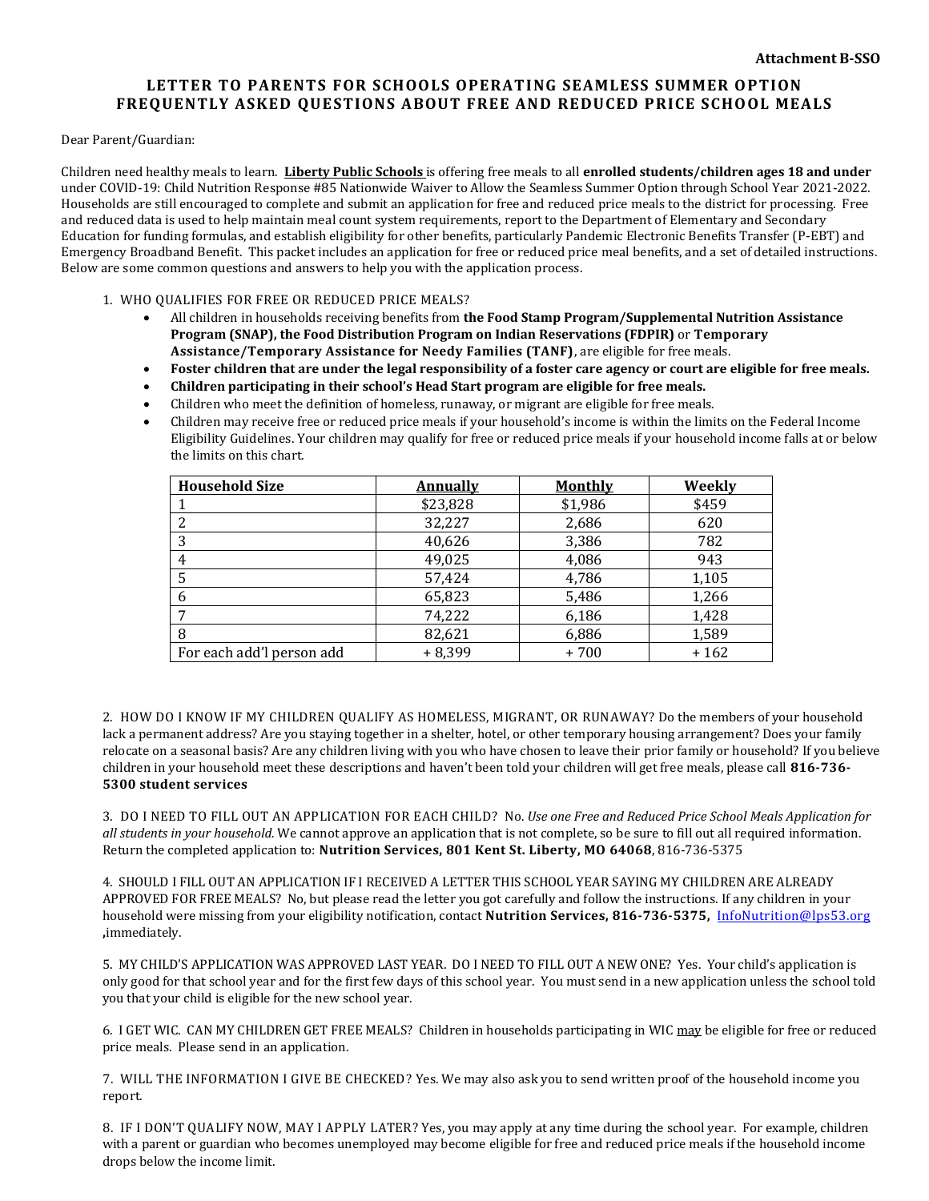**Attachment B-SSO**

# LETTER TO PARENTS FOR SCHOOLS OPERATING SEAMLESS SUMMER OPTION FREQUENTLY ASKED QUESTIONS ABOUT FREE AND REDUCED PRICE SCHOOL MEALS

Dear Parent/Guardian:

Children need healthy meals to learn. **Liberty Public Schools** is offering free meals to all **enrolled students/children ages 18 and under** under COVID-19: Child Nutrition Response #85 Nationwide Waiver to Allow the Seamless Summer Option through School Year 2021-2022. Households are still encouraged to complete and submit an application for free and reduced price meals to the district for processing. Free and reduced data is used to help maintain meal count system requirements, report to the Department of Elementary and Secondary Education for funding formulas, and establish eligibility for other benefits, particularly Pandemic Electronic Benefits Transfer (P-EBT) and Emergency Broadband Benefit. This packet includes an application for free or reduced price meal benefits, and a set of detailed instructions. Below are some common questions and answers to help you with the application process.

1. WHO QUALIFIES FOR FREE OR REDUCED PRICE MEALS?
   - All children in households receiving benefits from **the Food Stamp Program/Supplemental Nutrition Assistance Program (SNAP), the Food Distribution Program on Indian Reservations (FDPIR)** or **Temporary Assistance/Temporary Assistance for Needy Families (TANF)**, are eligible for free meals.
   - **Foster children that are under the legal responsibility of a foster care agency or court are eligible for free meals.**
   - **Children participating in their school's Head Start program are eligible for free meals.**
   - Children who meet the definition of homeless, runaway, or migrant are eligible for free meals.
   - Children may receive free or reduced price meals if your household's income is within the limits on the Federal Income Eligibility Guidelines. Your children may qualify for free or reduced price meals if your household income falls at or below the limits on this chart.

| Household Size | Annually | Monthly | Weekly |
|---|---|---|---|
| 1 | $23,828 | $1,986 | $459 |
| 2 | 32,227 | 2,686 | 620 |
| 3 | 40,626 | 3,386 | 782 |
| 4 | 49,025 | 4,086 | 943 |
| 5 | 57,424 | 4,786 | 1,105 |
| 6 | 65,823 | 5,486 | 1,266 |
| 7 | 74,222 | 6,186 | 1,428 |
| 8 | 82,621 | 6,886 | 1,589 |
| For each add'l person add | + 8,399 | + 700 | + 162 |

2. HOW DO I KNOW IF MY CHILDREN QUALIFY AS HOMELESS, MIGRANT, OR RUNAWAY? Do the members of your household lack a permanent address? Are you staying together in a shelter, hotel, or other temporary housing arrangement? Does your family relocate on a seasonal basis? Are any children living with you who have chosen to leave their prior family or household? If you believe children in your household meet these descriptions and haven't been told your children will get free meals, please call **816-736-5300 student services**

3. DO I NEED TO FILL OUT AN APPLICATION FOR EACH CHILD? No. *Use one Free and Reduced Price School Meals Application for all students in your household.* We cannot approve an application that is not complete, so be sure to fill out all required information. Return the completed application to: **Nutrition Services, 801 Kent St. Liberty, MO 64068**, 816-736-5375

4. SHOULD I FILL OUT AN APPLICATION IF I RECEIVED A LETTER THIS SCHOOL YEAR SAYING MY CHILDREN ARE ALREADY APPROVED FOR FREE MEALS? No, but please read the letter you got carefully and follow the instructions. If any children in your household were missing from your eligibility notification, contact **Nutrition Services, 816-736-5375,** InfoNutrition@lps53.org **,**immediately.

5. MY CHILD'S APPLICATION WAS APPROVED LAST YEAR. DO I NEED TO FILL OUT A NEW ONE? Yes. Your child's application is only good for that school year and for the first few days of this school year. You must send in a new application unless the school told you that your child is eligible for the new school year.

6. I GET WIC. CAN MY CHILDREN GET FREE MEALS? Children in households participating in WIC may be eligible for free or reduced price meals. Please send in an application.

7. WILL THE INFORMATION I GIVE BE CHECKED? Yes. We may also ask you to send written proof of the household income you report.

8. IF I DON'T QUALIFY NOW, MAY I APPLY LATER? Yes, you may apply at any time during the school year. For example, children with a parent or guardian who becomes unemployed may become eligible for free and reduced price meals if the household income drops below the income limit.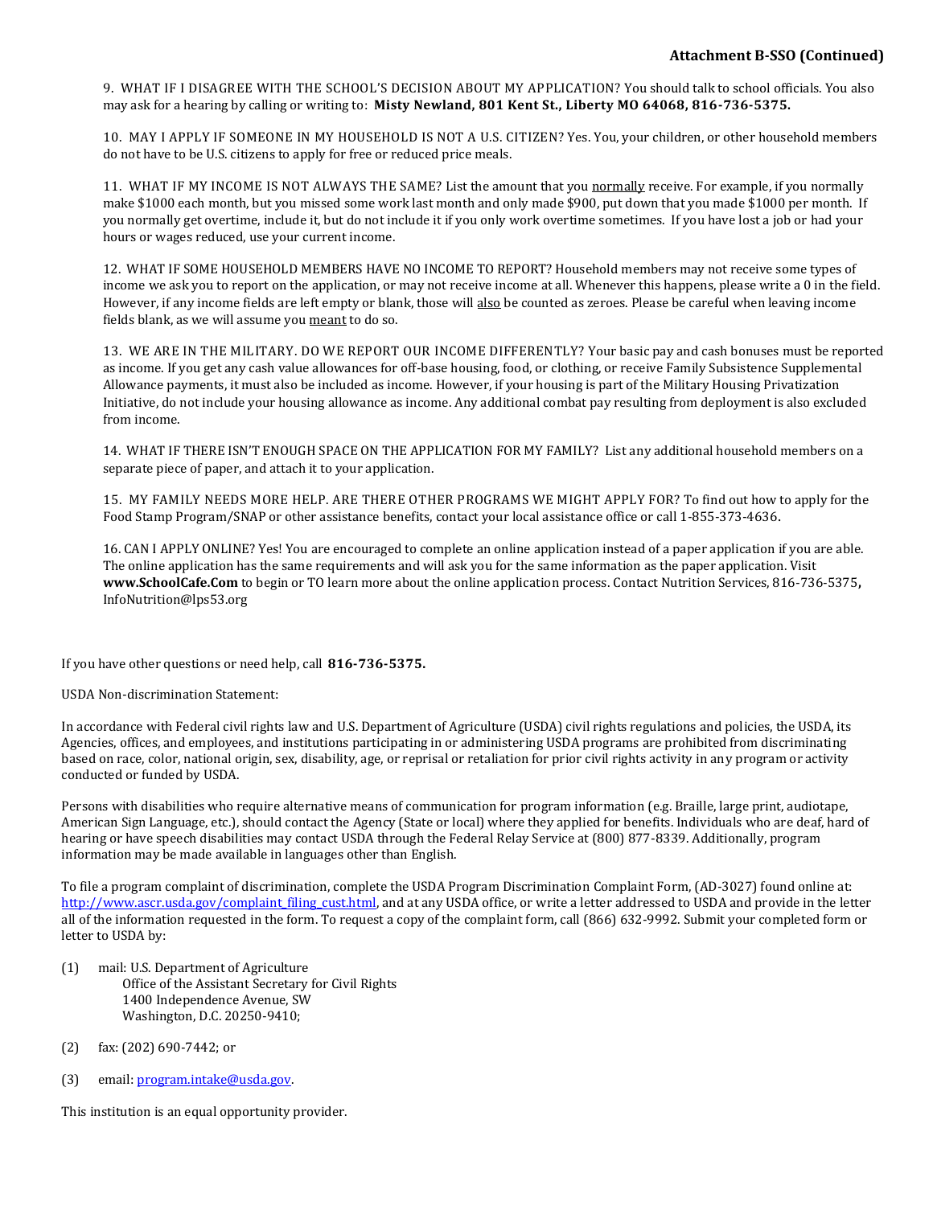**Attachment B-SSO (Continued)**

9. WHAT IF I DISAGREE WITH THE SCHOOL'S DECISION ABOUT MY APPLICATION? You should talk to school officials. You also may ask for a hearing by calling or writing to: **Misty Newland, 801 Kent St., Liberty MO 64068, 816-736-5375.**

10. MAY I APPLY IF SOMEONE IN MY HOUSEHOLD IS NOT A U.S. CITIZEN? Yes. You, your children, or other household members do not have to be U.S. citizens to apply for free or reduced price meals.

11. WHAT IF MY INCOME IS NOT ALWAYS THE SAME? List the amount that you normally receive. For example, if you normally make $1000 each month, but you missed some work last month and only made $900, put down that you made $1000 per month. If you normally get overtime, include it, but do not include it if you only work overtime sometimes. If you have lost a job or had your hours or wages reduced, use your current income.

12. WHAT IF SOME HOUSEHOLD MEMBERS HAVE NO INCOME TO REPORT? Household members may not receive some types of income we ask you to report on the application, or may not receive income at all. Whenever this happens, please write a 0 in the field. However, if any income fields are left empty or blank, those will also be counted as zeroes. Please be careful when leaving income fields blank, as we will assume you meant to do so.

13. WE ARE IN THE MILITARY. DO WE REPORT OUR INCOME DIFFERENTLY? Your basic pay and cash bonuses must be reported as income. If you get any cash value allowances for off-base housing, food, or clothing, or receive Family Subsistence Supplemental Allowance payments, it must also be included as income. However, if your housing is part of the Military Housing Privatization Initiative, do not include your housing allowance as income. Any additional combat pay resulting from deployment is also excluded from income.

14. WHAT IF THERE ISN'T ENOUGH SPACE ON THE APPLICATION FOR MY FAMILY? List any additional household members on a separate piece of paper, and attach it to your application.

15. MY FAMILY NEEDS MORE HELP. ARE THERE OTHER PROGRAMS WE MIGHT APPLY FOR? To find out how to apply for the Food Stamp Program/SNAP or other assistance benefits, contact your local assistance office or call 1-855-373-4636.

16. CAN I APPLY ONLINE? Yes! You are encouraged to complete an online application instead of a paper application if you are able. The online application has the same requirements and will ask you for the same information as the paper application. Visit **www.SchoolCafe.Com** to begin or TO learn more about the online application process. Contact Nutrition Services, 816-736-5375**,** InfoNutrition@lps53.org

If you have other questions or need help, call **816-736-5375.**

USDA Non-discrimination Statement:

In accordance with Federal civil rights law and U.S. Department of Agriculture (USDA) civil rights regulations and policies, the USDA, its Agencies, offices, and employees, and institutions participating in or administering USDA programs are prohibited from discriminating based on race, color, national origin, sex, disability, age, or reprisal or retaliation for prior civil rights activity in any program or activity conducted or funded by USDA.

Persons with disabilities who require alternative means of communication for program information (e.g. Braille, large print, audiotape, American Sign Language, etc.), should contact the Agency (State or local) where they applied for benefits. Individuals who are deaf, hard of hearing or have speech disabilities may contact USDA through the Federal Relay Service at (800) 877-8339. Additionally, program information may be made available in languages other than English.

To file a program complaint of discrimination, complete the USDA Program Discrimination Complaint Form, (AD-3027) found online at: http://www.ascr.usda.gov/complaint_filing_cust.html, and at any USDA office, or write a letter addressed to USDA and provide in the letter all of the information requested in the form. To request a copy of the complaint form, call (866) 632-9992. Submit your completed form or letter to USDA by:

(1) mail: U.S. Department of Agriculture
Office of the Assistant Secretary for Civil Rights
1400 Independence Avenue, SW
Washington, D.C. 20250-9410;

(2) fax: (202) 690-7442; or

(3) email: program.intake@usda.gov.

This institution is an equal opportunity provider.